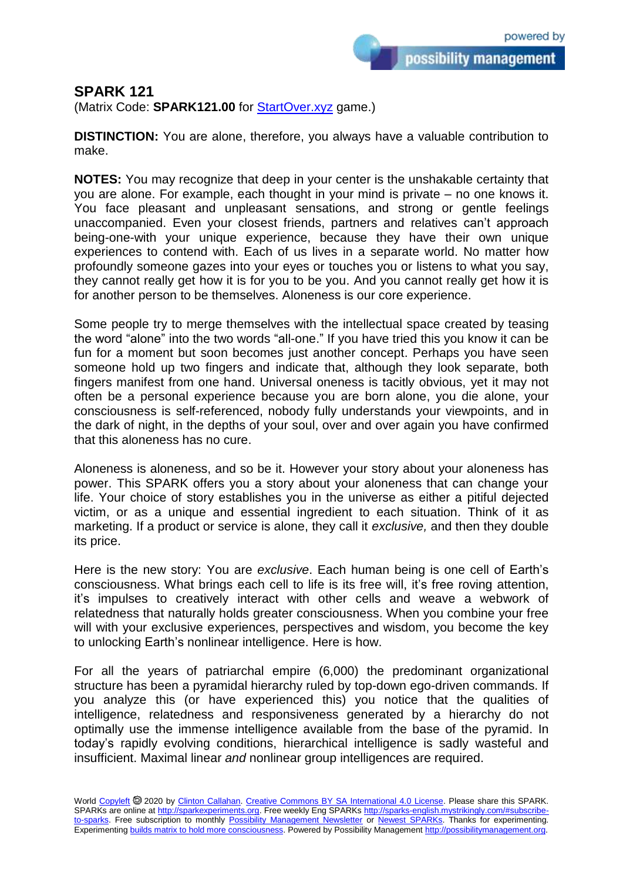## SPARK 121

(Matrix Code: **SPARK121.00** for StartOver.xyz game.)

**DISTINCTION:** You are alone, therefore, you always have a valuable contribution to make.

**NOTES:** You may recognize that deep in your center is the unshakable certainty that you are alone. For example, each thought in your mind is private – no one knows it. You face pleasant and unpleasant sensations, and strong or gentle feelings unaccompanied. Even your closest friends, partners and relatives can't approach being-one-with your unique experience, because they have their own unique experiences to contend with. Each of us lives in a separate world. No matter how profoundly someone gazes into your eyes or touches you or listens to what you say, they cannot really get how it is for you to be you. And you cannot really get how it is for another person to be themselves. Aloneness is our core experience.

Some people try to merge themselves with the intellectual space created by teasing the word "alone" into the two words "all-one." If you have tried this you know it can be fun for a moment but soon becomes just another concept. Perhaps you have seen someone hold up two fingers and indicate that, although they look separate, both fingers manifest from one hand. Universal oneness is tacitly obvious, yet it may not often be a personal experience because you are born alone, you die alone, your consciousness is self-referenced, nobody fully understands your viewpoints, and in the dark of night, in the depths of your soul, over and over again you have confirmed that this aloneness has no cure.

Aloneness is aloneness, and so be it. However your story about your aloneness has power. This SPARK offers you a story about your aloneness that can change your life. Your choice of story establishes you in the universe as either a pitiful dejected victim, or as a unique and essential ingredient to each situation. Think of it as marketing. If a product or service is alone, they call it *exclusive,* and then they double its price.

Here is the new story: You are *exclusive*. Each human being is one cell of Earth's consciousness. What brings each cell to life is its free will, it's free roving attention, it's impulses to creatively interact with other cells and weave a webwork of relatedness that naturally holds greater consciousness. When you combine your free will with your exclusive experiences, perspectives and wisdom, you become the key to unlocking Earth's nonlinear intelligence. Here is how.

For all the years of patriarchal empire (6,000) the predominant organizational structure has been a pyramidal hierarchy ruled by top-down ego-driven commands. If you analyze this (or have experienced this) you notice that the qualities of intelligence, relatedness and responsiveness generated by a hierarchy do not optimally use the immense intelligence available from the base of the pyramid. In today's rapidly evolving conditions, hierarchical intelligence is sadly wasteful and insufficient. Maximal linear *and* nonlinear group intelligences are required.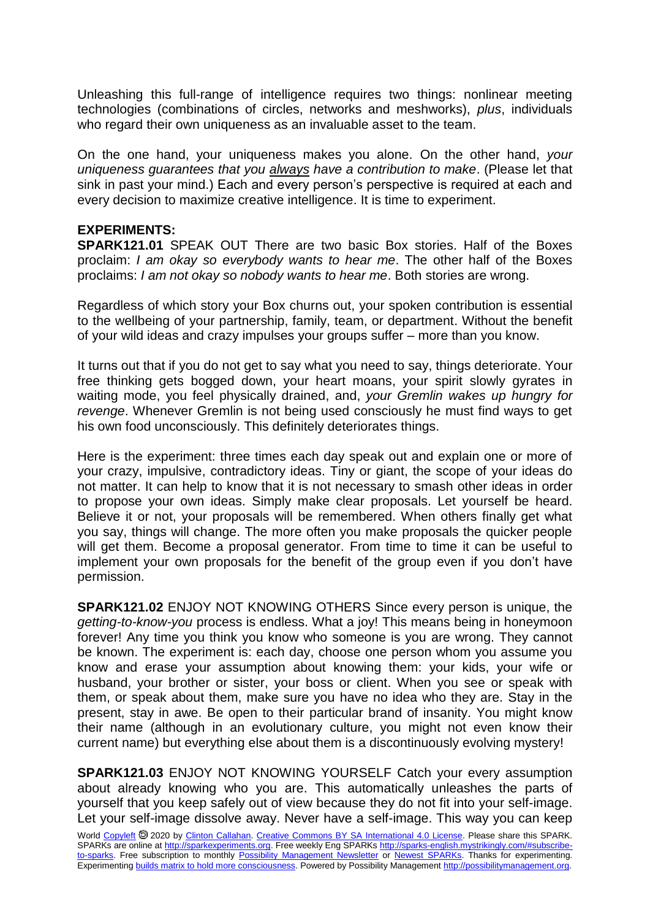Unleashing this full-range of intelligence requires two things: nonlinear meeting technologies (combinations of circles, networks and meshworks), *plus*, individuals who regard their own uniqueness as an invaluable asset to the team.

On the one hand, your uniqueness makes you alone. On the other hand, *your uniqueness guarantees that you always have a contribution to make*. (Please let that sink in past your mind.) Each and every person's perspective is required at each and every decision to maximize creative intelligence. It is time to experiment.

**EXPERIMENTS:**

**SPARK121.01** SPEAK OUT There are two basic Box stories. Half of the Boxes proclaim: *I am okay so everybody wants to hear me*. The other half of the Boxes proclaims: *I am not okay so nobody wants to hear me*. Both stories are wrong.

Regardless of which story your Box churns out, your spoken contribution is essential to the wellbeing of your partnership, family, team, or department. Without the benefit of your wild ideas and crazy impulses your groups suffer – more than you know.

It turns out that if you do not get to say what you need to say, things deteriorate. Your free thinking gets bogged down, your heart moans, your spirit slowly gyrates in waiting mode, you feel physically drained, and, *your Gremlin wakes up hungry for revenge*. Whenever Gremlin is not being used consciously he must find ways to get his own food unconsciously. This definitely deteriorates things.

Here is the experiment: three times each day speak out and explain one or more of your crazy, impulsive, contradictory ideas. Tiny or giant, the scope of your ideas do not matter. It can help to know that it is not necessary to smash other ideas in order to propose your own ideas. Simply make clear proposals. Let yourself be heard. Believe it or not, your proposals will be remembered. When others finally get what you say, things will change. The more often you make proposals the quicker people will get them. Become a proposal generator. From time to time it can be useful to implement your own proposals for the benefit of the group even if you don't have permission.

**SPARK121.02** ENJOY NOT KNOWING OTHERS Since every person is unique, the *getting-to-know-you* process is endless. What a joy! This means being in honeymoon forever! Any time you think you know who someone is you are wrong. They cannot be known. The experiment is: each day, choose one person whom you assume you know and erase your assumption about knowing them: your kids, your wife or husband, your brother or sister, your boss or client. When you see or speak with them, or speak about them, make sure you have no idea who they are. Stay in the present, stay in awe. Be open to their particular brand of insanity. You might know their name (although in an evolutionary culture, you might not even know their current name) but everything else about them is a discontinuously evolving mystery!

**SPARK121.03** ENJOY NOT KNOWING YOURSELF Catch your every assumption about already knowing who you are. This automatically unleashes the parts of yourself that you keep safely out of view because they do not fit into your self-image. Let your self-image dissolve away. Never have a self-image. This way you can keep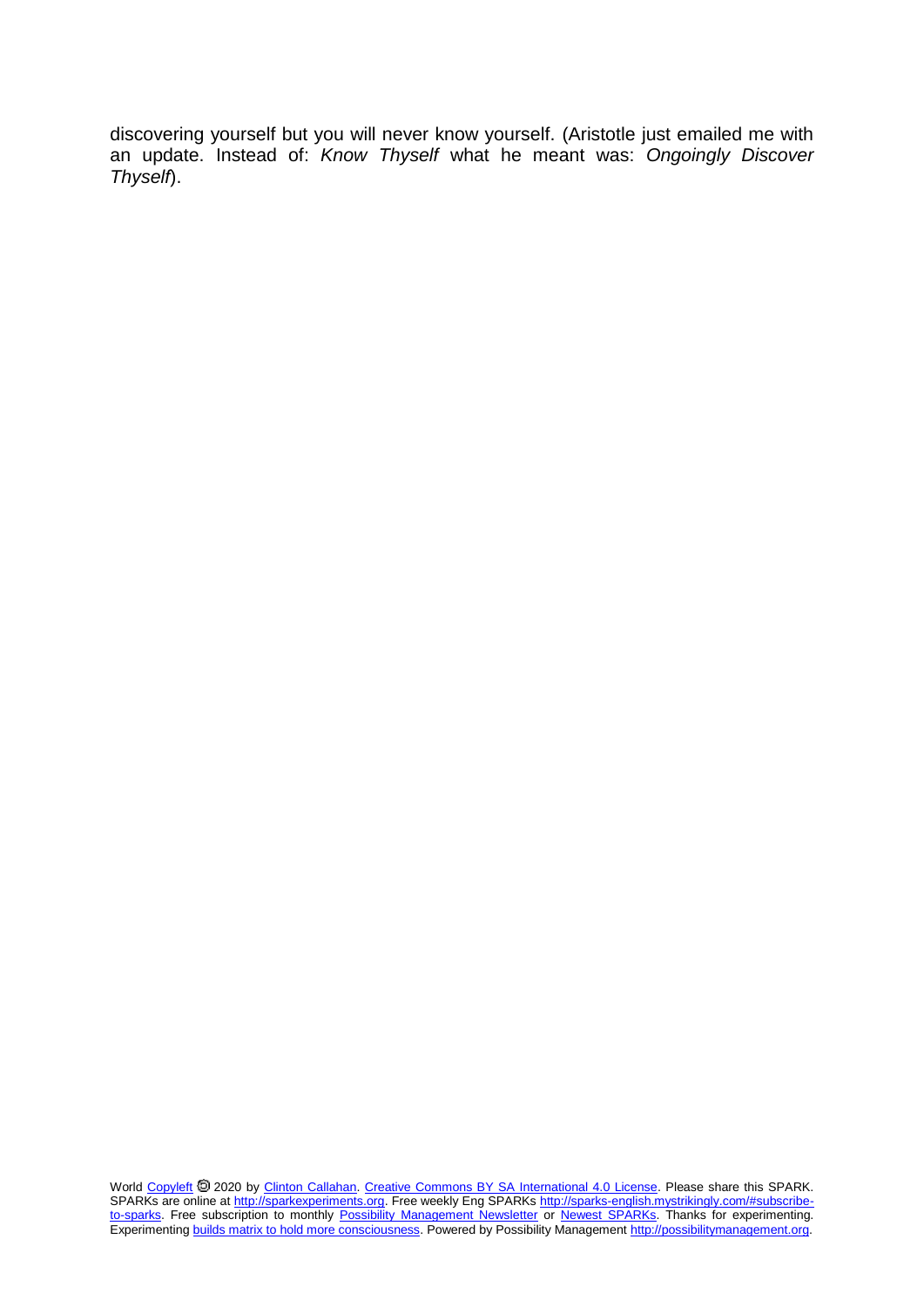discovering yourself but you will never know yourself. (Aristotle just emailed me with an update. Instead of: *Know Thyself* what he meant was: *Ongoingly Discover Thyself*).